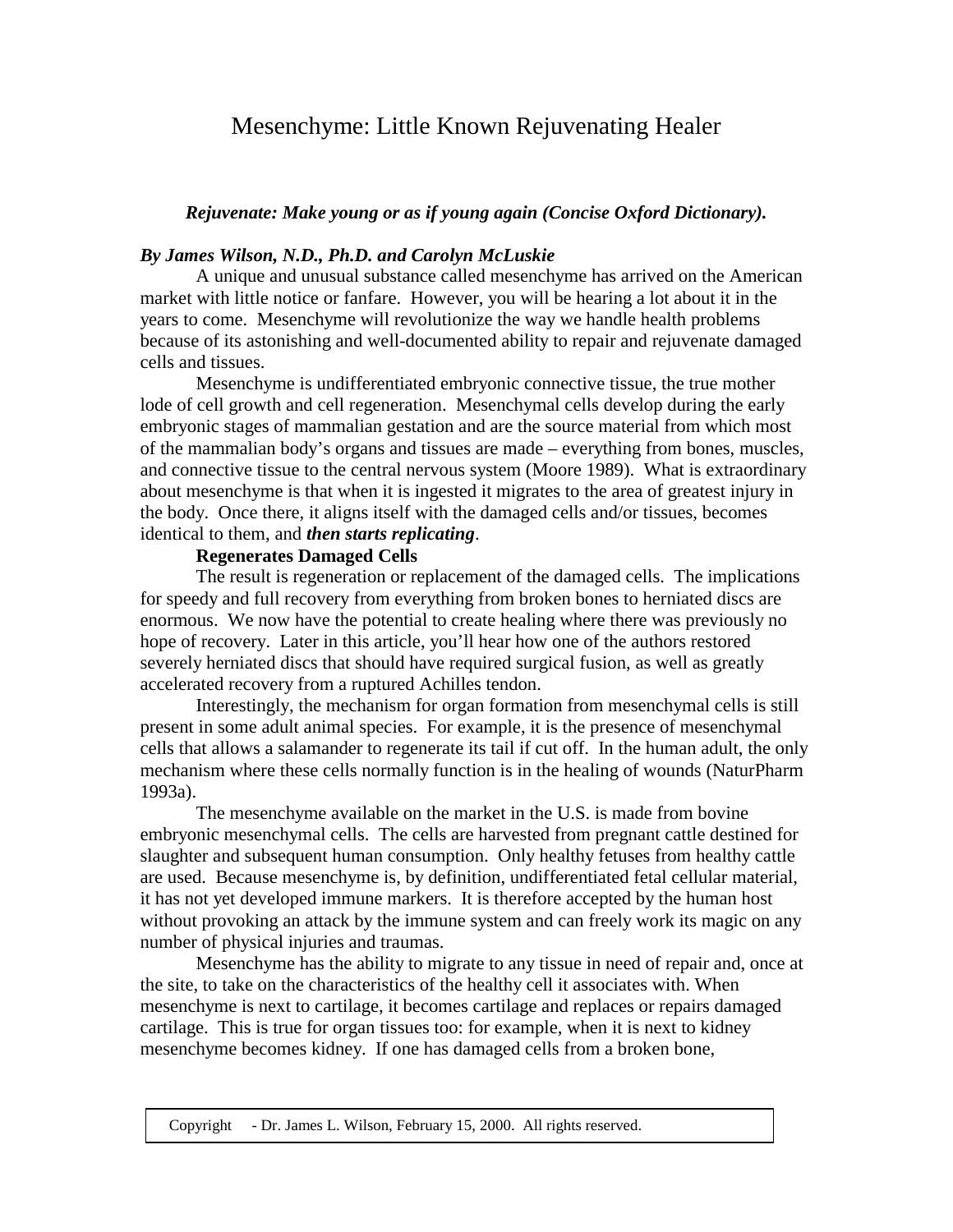# Mesenchyme: Little Known Rejuvenating Healer

***Rejuvenate: Make young or as if young again (Concise Oxford Dictionary).***

***By James Wilson, N.D., Ph.D. and Carolyn McLuskie***

A unique and unusual substance called mesenchyme has arrived on the American market with little notice or fanfare. However, you will be hearing a lot about it in the years to come. Mesenchyme will revolutionize the way we handle health problems because of its astonishing and well-documented ability to repair and rejuvenate damaged cells and tissues.

Mesenchyme is undifferentiated embryonic connective tissue, the true mother lode of cell growth and cell regeneration. Mesenchymal cells develop during the early embryonic stages of mammalian gestation and are the source material from which most of the mammalian body's organs and tissues are made – everything from bones, muscles, and connective tissue to the central nervous system (Moore 1989). What is extraordinary about mesenchyme is that when it is ingested it migrates to the area of greatest injury in the body. Once there, it aligns itself with the damaged cells and/or tissues, becomes identical to them, and ***then starts replicating***.

**Regenerates Damaged Cells**

The result is regeneration or replacement of the damaged cells. The implications for speedy and full recovery from everything from broken bones to herniated discs are enormous. We now have the potential to create healing where there was previously no hope of recovery. Later in this article, you'll hear how one of the authors restored severely herniated discs that should have required surgical fusion, as well as greatly accelerated recovery from a ruptured Achilles tendon.

Interestingly, the mechanism for organ formation from mesenchymal cells is still present in some adult animal species. For example, it is the presence of mesenchymal cells that allows a salamander to regenerate its tail if cut off. In the human adult, the only mechanism where these cells normally function is in the healing of wounds (NaturPharm 1993a).

The mesenchyme available on the market in the U.S. is made from bovine embryonic mesenchymal cells. The cells are harvested from pregnant cattle destined for slaughter and subsequent human consumption. Only healthy fetuses from healthy cattle are used. Because mesenchyme is, by definition, undifferentiated fetal cellular material, it has not yet developed immune markers. It is therefore accepted by the human host without provoking an attack by the immune system and can freely work its magic on any number of physical injuries and traumas.

Mesenchyme has the ability to migrate to any tissue in need of repair and, once at the site, to take on the characteristics of the healthy cell it associates with. When mesenchyme is next to cartilage, it becomes cartilage and replaces or repairs damaged cartilage. This is true for organ tissues too: for example, when it is next to kidney mesenchyme becomes kidney. If one has damaged cells from a broken bone,

Copyright - Dr. James L. Wilson, February 15, 2000. All rights reserved.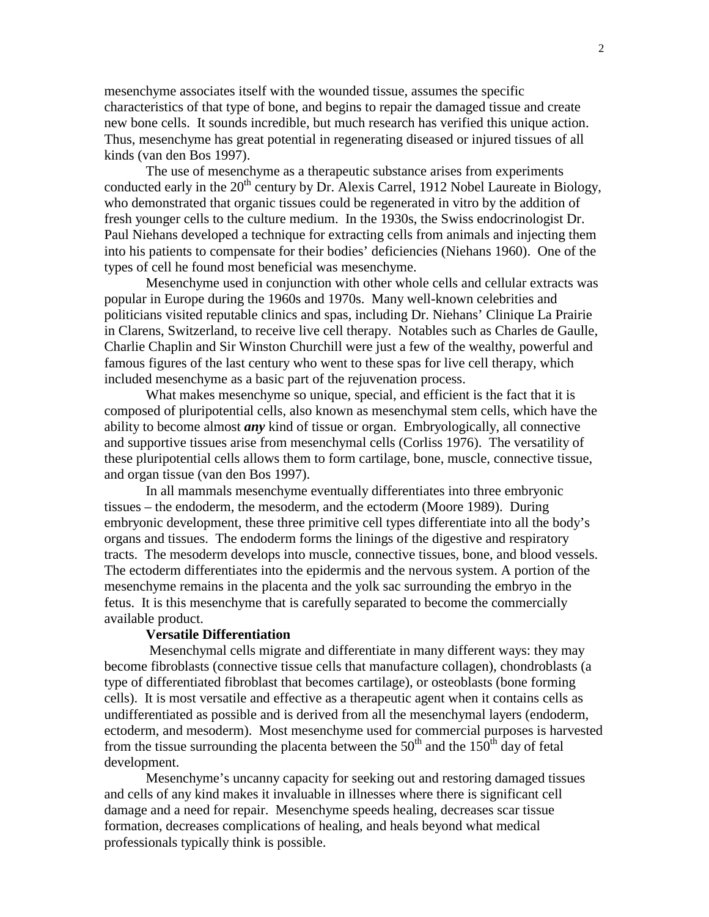mesenchyme associates itself with the wounded tissue, assumes the specific characteristics of that type of bone, and begins to repair the damaged tissue and create new bone cells. It sounds incredible, but much research has verified this unique action. Thus, mesenchyme has great potential in regenerating diseased or injured tissues of all kinds (van den Bos 1997).

The use of mesenchyme as a therapeutic substance arises from experiments conducted early in the 20th century by Dr. Alexis Carrel, 1912 Nobel Laureate in Biology, who demonstrated that organic tissues could be regenerated in vitro by the addition of fresh younger cells to the culture medium. In the 1930s, the Swiss endocrinologist Dr. Paul Niehans developed a technique for extracting cells from animals and injecting them into his patients to compensate for their bodies' deficiencies (Niehans 1960). One of the types of cell he found most beneficial was mesenchyme.

Mesenchyme used in conjunction with other whole cells and cellular extracts was popular in Europe during the 1960s and 1970s. Many well-known celebrities and politicians visited reputable clinics and spas, including Dr. Niehans' Clinique La Prairie in Clarens, Switzerland, to receive live cell therapy. Notables such as Charles de Gaulle, Charlie Chaplin and Sir Winston Churchill were just a few of the wealthy, powerful and famous figures of the last century who went to these spas for live cell therapy, which included mesenchyme as a basic part of the rejuvenation process.

What makes mesenchyme so unique, special, and efficient is the fact that it is composed of pluripotential cells, also known as mesenchymal stem cells, which have the ability to become almost ***any*** kind of tissue or organ. Embryologically, all connective and supportive tissues arise from mesenchymal cells (Corliss 1976). The versatility of these pluripotential cells allows them to form cartilage, bone, muscle, connective tissue, and organ tissue (van den Bos 1997).

In all mammals mesenchyme eventually differentiates into three embryonic tissues – the endoderm, the mesoderm, and the ectoderm (Moore 1989). During embryonic development, these three primitive cell types differentiate into all the body's organs and tissues. The endoderm forms the linings of the digestive and respiratory tracts. The mesoderm develops into muscle, connective tissues, bone, and blood vessels. The ectoderm differentiates into the epidermis and the nervous system. A portion of the mesenchyme remains in the placenta and the yolk sac surrounding the embryo in the fetus. It is this mesenchyme that is carefully separated to become the commercially available product.

**Versatile Differentiation**

Mesenchymal cells migrate and differentiate in many different ways: they may become fibroblasts (connective tissue cells that manufacture collagen), chondroblasts (a type of differentiated fibroblast that becomes cartilage), or osteoblasts (bone forming cells). It is most versatile and effective as a therapeutic agent when it contains cells as undifferentiated as possible and is derived from all the mesenchymal layers (endoderm, ectoderm, and mesoderm). Most mesenchyme used for commercial purposes is harvested from the tissue surrounding the placenta between the 50th and the 150th day of fetal development.

Mesenchyme's uncanny capacity for seeking out and restoring damaged tissues and cells of any kind makes it invaluable in illnesses where there is significant cell damage and a need for repair. Mesenchyme speeds healing, decreases scar tissue formation, decreases complications of healing, and heals beyond what medical professionals typically think is possible.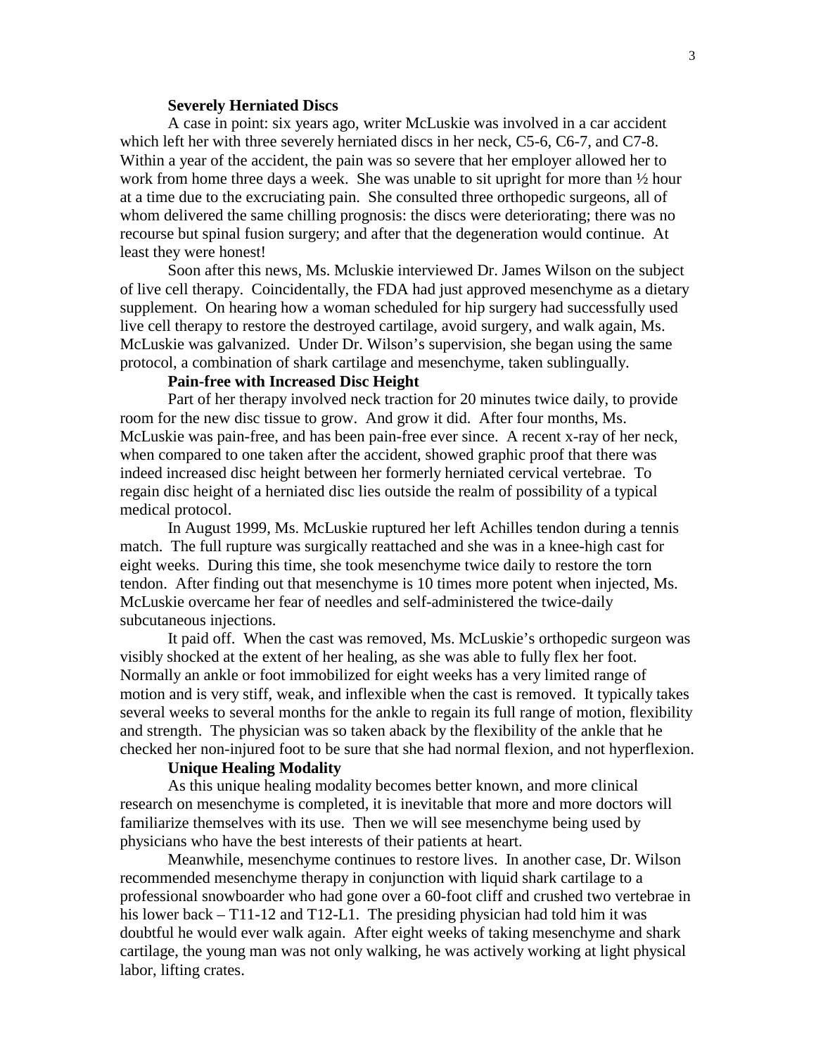**Severely Herniated Discs**

A case in point: six years ago, writer McLuskie was involved in a car accident which left her with three severely herniated discs in her neck, C5-6, C6-7, and C7-8. Within a year of the accident, the pain was so severe that her employer allowed her to work from home three days a week. She was unable to sit upright for more than ½ hour at a time due to the excruciating pain. She consulted three orthopedic surgeons, all of whom delivered the same chilling prognosis: the discs were deteriorating; there was no recourse but spinal fusion surgery; and after that the degeneration would continue. At least they were honest!

Soon after this news, Ms. Mcluskie interviewed Dr. James Wilson on the subject of live cell therapy. Coincidentally, the FDA had just approved mesenchyme as a dietary supplement. On hearing how a woman scheduled for hip surgery had successfully used live cell therapy to restore the destroyed cartilage, avoid surgery, and walk again, Ms. McLuskie was galvanized. Under Dr. Wilson's supervision, she began using the same protocol, a combination of shark cartilage and mesenchyme, taken sublingually.

**Pain-free with Increased Disc Height**

Part of her therapy involved neck traction for 20 minutes twice daily, to provide room for the new disc tissue to grow. And grow it did. After four months, Ms. McLuskie was pain-free, and has been pain-free ever since. A recent x-ray of her neck, when compared to one taken after the accident, showed graphic proof that there was indeed increased disc height between her formerly herniated cervical vertebrae. To regain disc height of a herniated disc lies outside the realm of possibility of a typical medical protocol.

In August 1999, Ms. McLuskie ruptured her left Achilles tendon during a tennis match. The full rupture was surgically reattached and she was in a knee-high cast for eight weeks. During this time, she took mesenchyme twice daily to restore the torn tendon. After finding out that mesenchyme is 10 times more potent when injected, Ms. McLuskie overcame her fear of needles and self-administered the twice-daily subcutaneous injections.

It paid off. When the cast was removed, Ms. McLuskie's orthopedic surgeon was visibly shocked at the extent of her healing, as she was able to fully flex her foot. Normally an ankle or foot immobilized for eight weeks has a very limited range of motion and is very stiff, weak, and inflexible when the cast is removed. It typically takes several weeks to several months for the ankle to regain its full range of motion, flexibility and strength. The physician was so taken aback by the flexibility of the ankle that he checked her non-injured foot to be sure that she had normal flexion, and not hyperflexion.

**Unique Healing Modality**

As this unique healing modality becomes better known, and more clinical research on mesenchyme is completed, it is inevitable that more and more doctors will familiarize themselves with its use. Then we will see mesenchyme being used by physicians who have the best interests of their patients at heart.

Meanwhile, mesenchyme continues to restore lives. In another case, Dr. Wilson recommended mesenchyme therapy in conjunction with liquid shark cartilage to a professional snowboarder who had gone over a 60-foot cliff and crushed two vertebrae in his lower back – T11-12 and T12-L1. The presiding physician had told him it was doubtful he would ever walk again. After eight weeks of taking mesenchyme and shark cartilage, the young man was not only walking, he was actively working at light physical labor, lifting crates.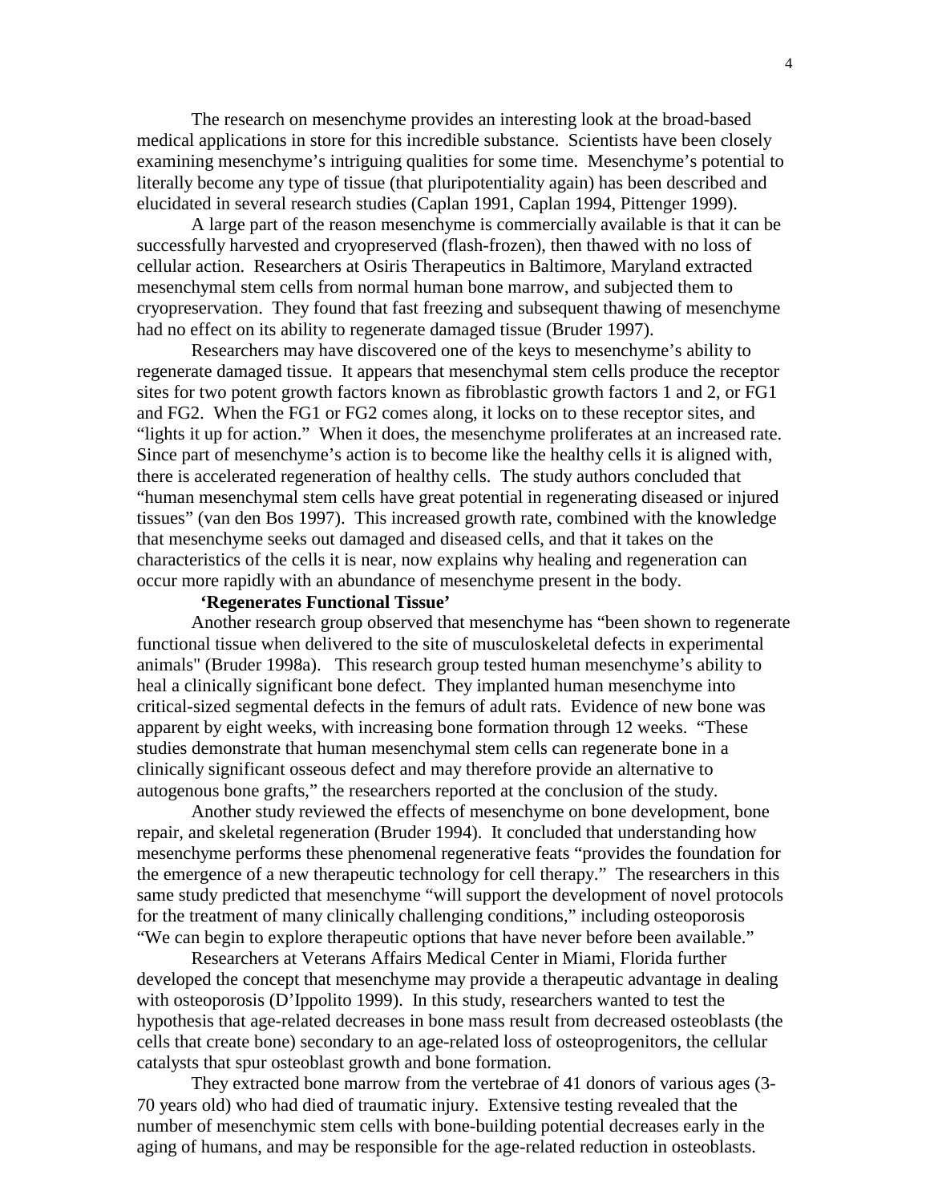The research on mesenchyme provides an interesting look at the broad-based medical applications in store for this incredible substance. Scientists have been closely examining mesenchyme's intriguing qualities for some time. Mesenchyme's potential to literally become any type of tissue (that pluripotentiality again) has been described and elucidated in several research studies (Caplan 1991, Caplan 1994, Pittenger 1999).

A large part of the reason mesenchyme is commercially available is that it can be successfully harvested and cryopreserved (flash-frozen), then thawed with no loss of cellular action. Researchers at Osiris Therapeutics in Baltimore, Maryland extracted mesenchymal stem cells from normal human bone marrow, and subjected them to cryopreservation. They found that fast freezing and subsequent thawing of mesenchyme had no effect on its ability to regenerate damaged tissue (Bruder 1997).

Researchers may have discovered one of the keys to mesenchyme's ability to regenerate damaged tissue. It appears that mesenchymal stem cells produce the receptor sites for two potent growth factors known as fibroblastic growth factors 1 and 2, or FG1 and FG2. When the FG1 or FG2 comes along, it locks on to these receptor sites, and "lights it up for action." When it does, the mesenchyme proliferates at an increased rate. Since part of mesenchyme's action is to become like the healthy cells it is aligned with, there is accelerated regeneration of healthy cells. The study authors concluded that "human mesenchymal stem cells have great potential in regenerating diseased or injured tissues" (van den Bos 1997). This increased growth rate, combined with the knowledge that mesenchyme seeks out damaged and diseased cells, and that it takes on the characteristics of the cells it is near, now explains why healing and regeneration can occur more rapidly with an abundance of mesenchyme present in the body.

**'Regenerates Functional Tissue'**

Another research group observed that mesenchyme has "been shown to regenerate functional tissue when delivered to the site of musculoskeletal defects in experimental animals" (Bruder 1998a). This research group tested human mesenchyme's ability to heal a clinically significant bone defect. They implanted human mesenchyme into critical-sized segmental defects in the femurs of adult rats. Evidence of new bone was apparent by eight weeks, with increasing bone formation through 12 weeks. "These studies demonstrate that human mesenchymal stem cells can regenerate bone in a clinically significant osseous defect and may therefore provide an alternative to autogenous bone grafts," the researchers reported at the conclusion of the study.

Another study reviewed the effects of mesenchyme on bone development, bone repair, and skeletal regeneration (Bruder 1994). It concluded that understanding how mesenchyme performs these phenomenal regenerative feats "provides the foundation for the emergence of a new therapeutic technology for cell therapy." The researchers in this same study predicted that mesenchyme "will support the development of novel protocols for the treatment of many clinically challenging conditions," including osteoporosis "We can begin to explore therapeutic options that have never before been available."

Researchers at Veterans Affairs Medical Center in Miami, Florida further developed the concept that mesenchyme may provide a therapeutic advantage in dealing with osteoporosis (D'Ippolito 1999). In this study, researchers wanted to test the hypothesis that age-related decreases in bone mass result from decreased osteoblasts (the cells that create bone) secondary to an age-related loss of osteoprogenitors, the cellular catalysts that spur osteoblast growth and bone formation.

They extracted bone marrow from the vertebrae of 41 donors of various ages (3-70 years old) who had died of traumatic injury. Extensive testing revealed that the number of mesenchymic stem cells with bone-building potential decreases early in the aging of humans, and may be responsible for the age-related reduction in osteoblasts.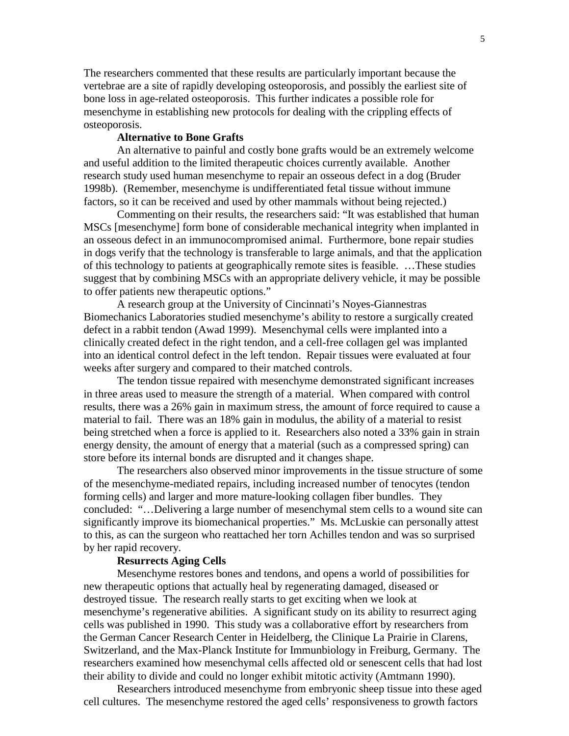The researchers commented that these results are particularly important because the vertebrae are a site of rapidly developing osteoporosis, and possibly the earliest site of bone loss in age-related osteoporosis. This further indicates a possible role for mesenchyme in establishing new protocols for dealing with the crippling effects of osteoporosis.

**Alternative to Bone Grafts**

An alternative to painful and costly bone grafts would be an extremely welcome and useful addition to the limited therapeutic choices currently available. Another research study used human mesenchyme to repair an osseous defect in a dog (Bruder 1998b). (Remember, mesenchyme is undifferentiated fetal tissue without immune factors, so it can be received and used by other mammals without being rejected.)

Commenting on their results, the researchers said: "It was established that human MSCs [mesenchyme] form bone of considerable mechanical integrity when implanted in an osseous defect in an immunocompromised animal. Furthermore, bone repair studies in dogs verify that the technology is transferable to large animals, and that the application of this technology to patients at geographically remote sites is feasible. …These studies suggest that by combining MSCs with an appropriate delivery vehicle, it may be possible to offer patients new therapeutic options."

A research group at the University of Cincinnati's Noyes-Giannestras Biomechanics Laboratories studied mesenchyme's ability to restore a surgically created defect in a rabbit tendon (Awad 1999). Mesenchymal cells were implanted into a clinically created defect in the right tendon, and a cell-free collagen gel was implanted into an identical control defect in the left tendon. Repair tissues were evaluated at four weeks after surgery and compared to their matched controls.

The tendon tissue repaired with mesenchyme demonstrated significant increases in three areas used to measure the strength of a material. When compared with control results, there was a 26% gain in maximum stress, the amount of force required to cause a material to fail. There was an 18% gain in modulus, the ability of a material to resist being stretched when a force is applied to it. Researchers also noted a 33% gain in strain energy density, the amount of energy that a material (such as a compressed spring) can store before its internal bonds are disrupted and it changes shape.

The researchers also observed minor improvements in the tissue structure of some of the mesenchyme-mediated repairs, including increased number of tenocytes (tendon forming cells) and larger and more mature-looking collagen fiber bundles. They concluded: "…Delivering a large number of mesenchymal stem cells to a wound site can significantly improve its biomechanical properties." Ms. McLuskie can personally attest to this, as can the surgeon who reattached her torn Achilles tendon and was so surprised by her rapid recovery.

**Resurrects Aging Cells**

Mesenchyme restores bones and tendons, and opens a world of possibilities for new therapeutic options that actually heal by regenerating damaged, diseased or destroyed tissue. The research really starts to get exciting when we look at mesenchyme's regenerative abilities. A significant study on its ability to resurrect aging cells was published in 1990. This study was a collaborative effort by researchers from the German Cancer Research Center in Heidelberg, the Clinique La Prairie in Clarens, Switzerland, and the Max-Planck Institute for Immunbiology in Freiburg, Germany. The researchers examined how mesenchymal cells affected old or senescent cells that had lost their ability to divide and could no longer exhibit mitotic activity (Amtmann 1990).

Researchers introduced mesenchyme from embryonic sheep tissue into these aged cell cultures. The mesenchyme restored the aged cells' responsiveness to growth factors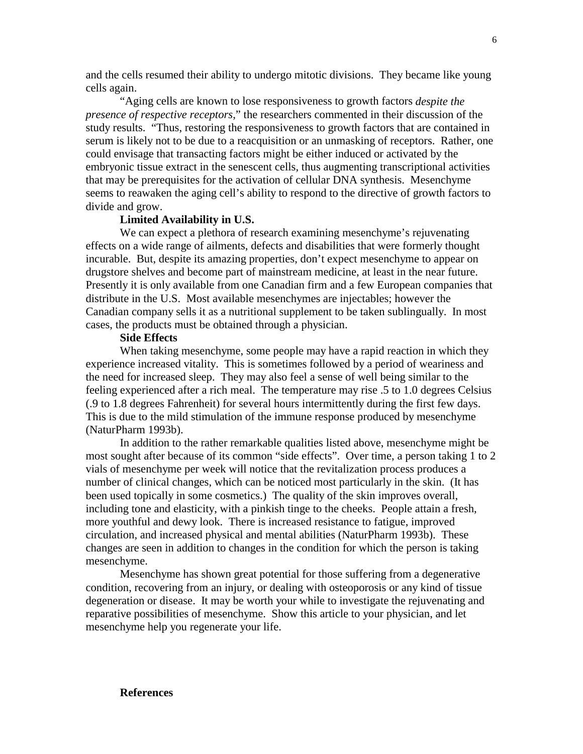and the cells resumed their ability to undergo mitotic divisions. They became like young cells again.

"Aging cells are known to lose responsiveness to growth factors *despite the presence of respective receptors*," the researchers commented in their discussion of the study results. "Thus, restoring the responsiveness to growth factors that are contained in serum is likely not to be due to a reacquisition or an unmasking of receptors. Rather, one could envisage that transacting factors might be either induced or activated by the embryonic tissue extract in the senescent cells, thus augmenting transcriptional activities that may be prerequisites for the activation of cellular DNA synthesis. Mesenchyme seems to reawaken the aging cell's ability to respond to the directive of growth factors to divide and grow.

**Limited Availability in U.S.**

We can expect a plethora of research examining mesenchyme's rejuvenating effects on a wide range of ailments, defects and disabilities that were formerly thought incurable. But, despite its amazing properties, don't expect mesenchyme to appear on drugstore shelves and become part of mainstream medicine, at least in the near future. Presently it is only available from one Canadian firm and a few European companies that distribute in the U.S. Most available mesenchymes are injectables; however the Canadian company sells it as a nutritional supplement to be taken sublingually. In most cases, the products must be obtained through a physician.

**Side Effects**

When taking mesenchyme, some people may have a rapid reaction in which they experience increased vitality. This is sometimes followed by a period of weariness and the need for increased sleep. They may also feel a sense of well being similar to the feeling experienced after a rich meal. The temperature may rise .5 to 1.0 degrees Celsius (.9 to 1.8 degrees Fahrenheit) for several hours intermittently during the first few days. This is due to the mild stimulation of the immune response produced by mesenchyme (NaturPharm 1993b).

In addition to the rather remarkable qualities listed above, mesenchyme might be most sought after because of its common "side effects". Over time, a person taking 1 to 2 vials of mesenchyme per week will notice that the revitalization process produces a number of clinical changes, which can be noticed most particularly in the skin. (It has been used topically in some cosmetics.) The quality of the skin improves overall, including tone and elasticity, with a pinkish tinge to the cheeks. People attain a fresh, more youthful and dewy look. There is increased resistance to fatigue, improved circulation, and increased physical and mental abilities (NaturPharm 1993b). These changes are seen in addition to changes in the condition for which the person is taking mesenchyme.

Mesenchyme has shown great potential for those suffering from a degenerative condition, recovering from an injury, or dealing with osteoporosis or any kind of tissue degeneration or disease. It may be worth your while to investigate the rejuvenating and reparative possibilities of mesenchyme. Show this article to your physician, and let mesenchyme help you regenerate your life.

**References**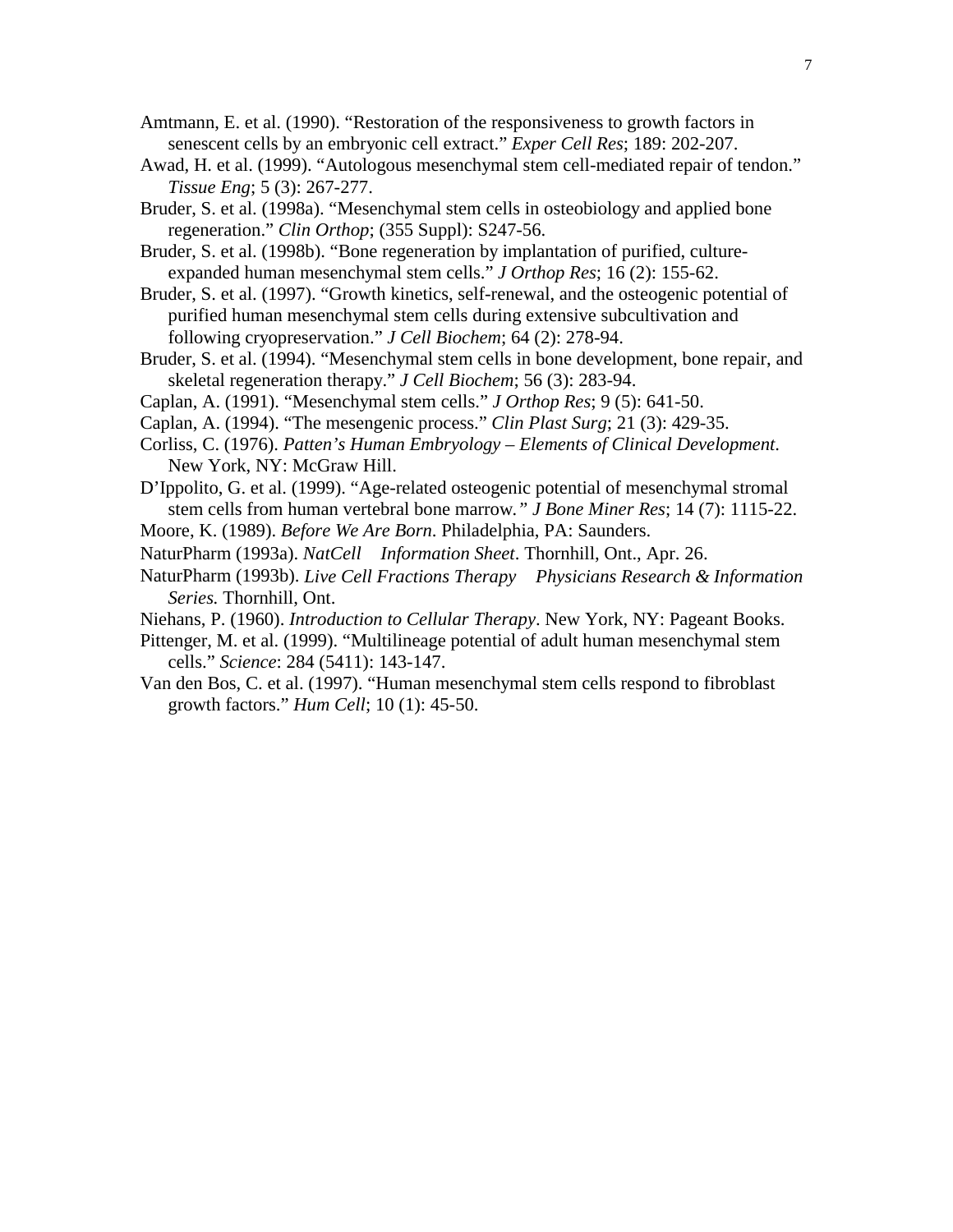Amtmann, E. et al. (1990). “Restoration of the responsiveness to growth factors in senescent cells by an embryonic cell extract.” *Exper Cell Res*; 189: 202-207.

Awad, H. et al. (1999). “Autologous mesenchymal stem cell-mediated repair of tendon.” *Tissue Eng*; 5 (3): 267-277.

Bruder, S. et al. (1998a). “Mesenchymal stem cells in osteobiology and applied bone regeneration.” *Clin Orthop*; (355 Suppl): S247-56.

Bruder, S. et al. (1998b). “Bone regeneration by implantation of purified, culture-expanded human mesenchymal stem cells.” *J Orthop Res*; 16 (2): 155-62.

Bruder, S. et al. (1997). “Growth kinetics, self-renewal, and the osteogenic potential of purified human mesenchymal stem cells during extensive subcultivation and following cryopreservation.” *J Cell Biochem*; 64 (2): 278-94.

Bruder, S. et al. (1994). “Mesenchymal stem cells in bone development, bone repair, and skeletal regeneration therapy.” *J Cell Biochem*; 56 (3): 283-94.

Caplan, A. (1991). “Mesenchymal stem cells.” *J Orthop Res*; 9 (5): 641-50.

Caplan, A. (1994). “The mesengenic process.” *Clin Plast Surg*; 21 (3): 429-35.

Corliss, C. (1976). *Patten’s Human Embryology – Elements of Clinical Development*. New York, NY: McGraw Hill.

D’Ippolito, G. et al. (1999). “Age-related osteogenic potential of mesenchymal stromal stem cells from human vertebral bone marrow.” *J Bone Miner Res*; 14 (7): 1115-22.

Moore, K. (1989). *Before We Are Born*. Philadelphia, PA: Saunders.

NaturPharm (1993a). *NatCell Information Sheet*. Thornhill, Ont., Apr. 26.

NaturPharm (1993b). *Live Cell Fractions Therapy Physicians Research & Information Series.* Thornhill, Ont.

Niehans, P. (1960). *Introduction to Cellular Therapy*. New York, NY: Pageant Books.

Pittenger, M. et al. (1999). “Multilineage potential of adult human mesenchymal stem cells.” *Science*: 284 (5411): 143-147.

Van den Bos, C. et al. (1997). “Human mesenchymal stem cells respond to fibroblast growth factors.” *Hum Cell*; 10 (1): 45-50.